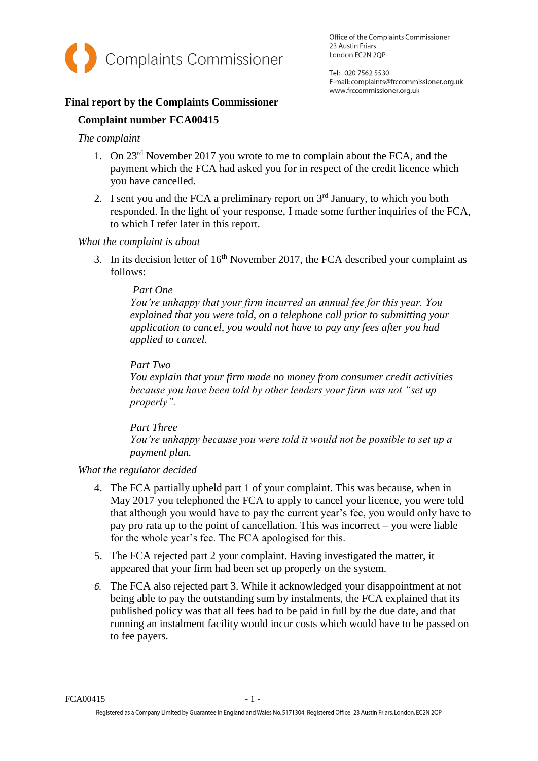Complaints Commissioner

Office of the Complaints Commissioner
23 Austin Friars
London EC2N 2QP

Tel: 020 7562 5530
E-mail: complaints@frccommissioner.org.uk
www.frccommissioner.org.uk

# Final report by the Complaints Commissioner

## Complaint number FCA00415

*The complaint*

1. On 23rd November 2017 you wrote to me to complain about the FCA, and the payment which the FCA had asked you for in respect of the credit licence which you have cancelled.
2. I sent you and the FCA a preliminary report on 3rd January, to which you both responded. In the light of your response, I made some further inquiries of the FCA, to which I refer later in this report.

*What the complaint is about*

3. In its decision letter of 16th November 2017, the FCA described your complaint as follows:

   *Part One*
   *You're unhappy that your firm incurred an annual fee for this year. You explained that you were told, on a telephone call prior to submitting your application to cancel, you would not have to pay any fees after you had applied to cancel.*

   *Part Two*
   *You explain that your firm made no money from consumer credit activities because you have been told by other lenders your firm was not "set up properly".*

   *Part Three*
   *You're unhappy because you were told it would not be possible to set up a payment plan.*

*What the regulator decided*

4. The FCA partially upheld part 1 of your complaint. This was because, when in May 2017 you telephoned the FCA to apply to cancel your licence, you were told that although you would have to pay the current year's fee, you would only have to pay pro rata up to the point of cancellation. This was incorrect – you were liable for the whole year's fee. The FCA apologised for this.
5. The FCA rejected part 2 your complaint. Having investigated the matter, it appeared that your firm had been set up properly on the system.
6. The FCA also rejected part 3. While it acknowledged your disappointment at not being able to pay the outstanding sum by instalments, the FCA explained that its published policy was that all fees had to be paid in full by the due date, and that running an instalment facility would incur costs which would have to be passed on to fee payers.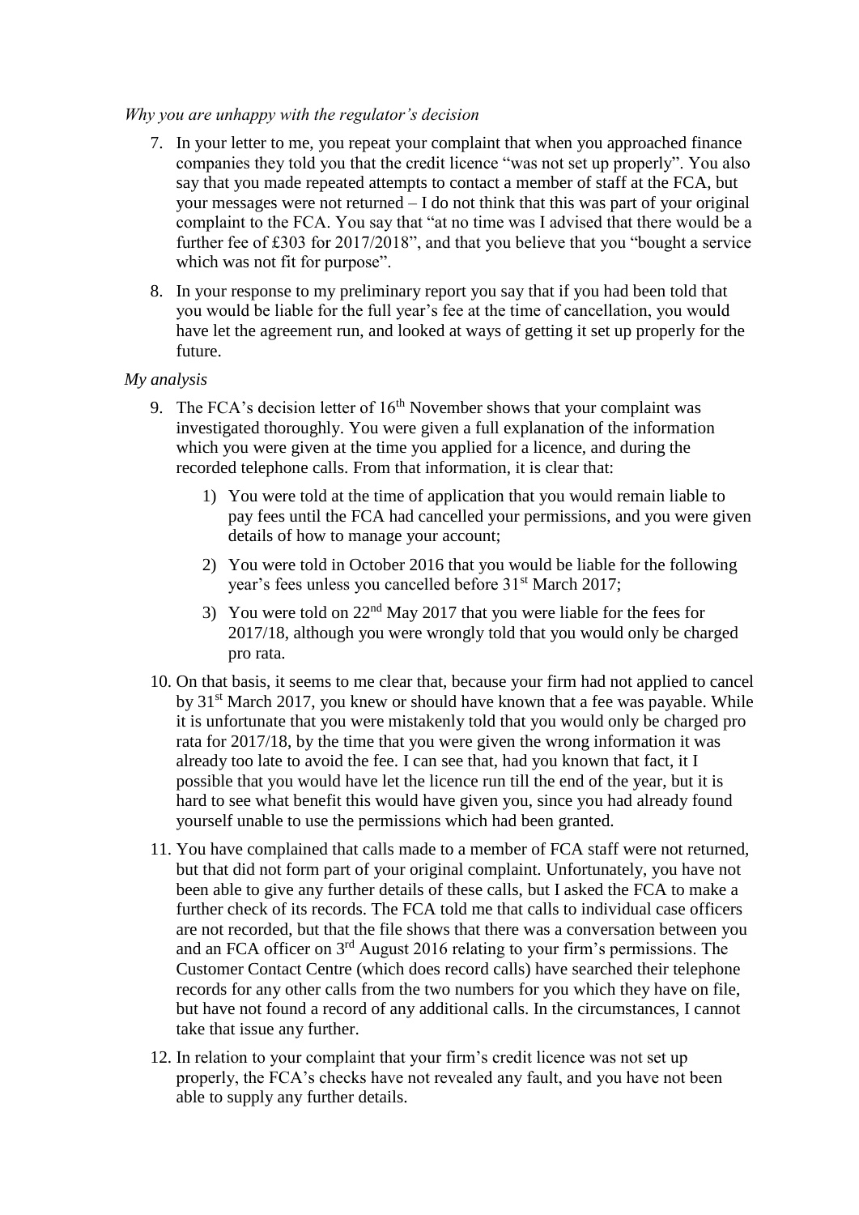*Why you are unhappy with the regulator's decision*

7. In your letter to me, you repeat your complaint that when you approached finance companies they told you that the credit licence "was not set up properly". You also say that you made repeated attempts to contact a member of staff at the FCA, but your messages were not returned – I do not think that this was part of your original complaint to the FCA. You say that "at no time was I advised that there would be a further fee of £303 for 2017/2018", and that you believe that you "bought a service which was not fit for purpose".

8. In your response to my preliminary report you say that if you had been told that you would be liable for the full year's fee at the time of cancellation, you would have let the agreement run, and looked at ways of getting it set up properly for the future.

*My analysis*

9. The FCA's decision letter of 16th November shows that your complaint was investigated thoroughly. You were given a full explanation of the information which you were given at the time you applied for a licence, and during the recorded telephone calls. From that information, it is clear that:

   1) You were told at the time of application that you would remain liable to pay fees until the FCA had cancelled your permissions, and you were given details of how to manage your account;

   2) You were told in October 2016 that you would be liable for the following year's fees unless you cancelled before 31st March 2017;

   3) You were told on 22nd May 2017 that you were liable for the fees for 2017/18, although you were wrongly told that you would only be charged pro rata.

10. On that basis, it seems to me clear that, because your firm had not applied to cancel by 31st March 2017, you knew or should have known that a fee was payable. While it is unfortunate that you were mistakenly told that you would only be charged pro rata for 2017/18, by the time that you were given the wrong information it was already too late to avoid the fee. I can see that, had you known that fact, it I possible that you would have let the licence run till the end of the year, but it is hard to see what benefit this would have given you, since you had already found yourself unable to use the permissions which had been granted.

11. You have complained that calls made to a member of FCA staff were not returned, but that did not form part of your original complaint. Unfortunately, you have not been able to give any further details of these calls, but I asked the FCA to make a further check of its records. The FCA told me that calls to individual case officers are not recorded, but that the file shows that there was a conversation between you and an FCA officer on 3rd August 2016 relating to your firm's permissions. The Customer Contact Centre (which does record calls) have searched their telephone records for any other calls from the two numbers for you which they have on file, but have not found a record of any additional calls. In the circumstances, I cannot take that issue any further.

12. In relation to your complaint that your firm's credit licence was not set up properly, the FCA's checks have not revealed any fault, and you have not been able to supply any further details.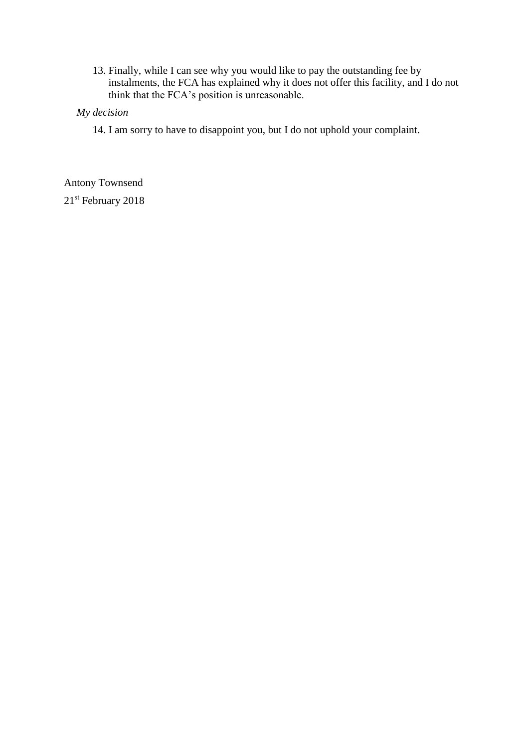13. Finally, while I can see why you would like to pay the outstanding fee by instalments, the FCA has explained why it does not offer this facility, and I do not think that the FCA's position is unreasonable.

*My decision*

14. I am sorry to have to disappoint you, but I do not uphold your complaint.

Antony Townsend

21st February 2018